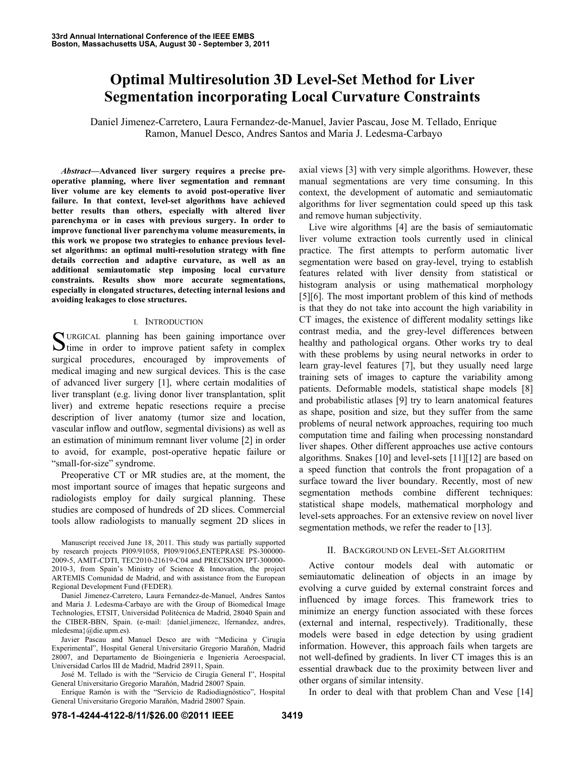# Optimal Multiresolution 3D Level-Set Method for Liver Segmentation incorporating Local Curvature Constraints

Daniel Jimenez-Carretero, Laura Fernandez-de-Manuel, Javier Pascau, Jose M. Tellado, Enrique Ramon, Manuel Desco, Andres Santos and Maria J. Ledesma-Carbayo

***Abstract*—Advanced liver surgery requires a precise pre-operative planning, where liver segmentation and remnant liver volume are key elements to avoid post-operative liver failure. In that context, level-set algorithms have achieved better results than others, especially with altered liver parenchyma or in cases with previous surgery. In order to improve functional liver parenchyma volume measurements, in this work we propose two strategies to enhance previous level-set algorithms: an optimal multi-resolution strategy with fine details correction and adaptive curvature, as well as an additional semiautomatic step imposing local curvature constraints. Results show more accurate segmentations, especially in elongated structures, detecting internal lesions and avoiding leakages to close structures.**

## I. Introduction

Surgical planning has been gaining importance over time in order to improve patient safety in complex surgical procedures, encouraged by improvements of medical imaging and new surgical devices. This is the case of advanced liver surgery [1], where certain modalities of liver transplant (e.g. living donor liver transplantation, split liver) and extreme hepatic resections require a precise description of liver anatomy (tumor size and location, vascular inflow and outflow, segmental divisions) as well as an estimation of minimum remnant liver volume [2] in order to avoid, for example, post-operative hepatic failure or "small-for-size" syndrome.

Preoperative CT or MR studies are, at the moment, the most important source of images that hepatic surgeons and radiologists employ for daily surgical planning. These studies are composed of hundreds of 2D slices. Commercial tools allow radiologists to manually segment 2D slices in axial views [3] with very simple algorithms. However, these manual segmentations are very time consuming. In this context, the development of automatic and semiautomatic algorithms for liver segmentation could speed up this task and remove human subjectivity.

Live wire algorithms [4] are the basis of semiautomatic liver volume extraction tools currently used in clinical practice. The first attempts to perform automatic liver segmentation were based on gray-level, trying to establish features related with liver density from statistical or histogram analysis or using mathematical morphology [5][6]. The most important problem of this kind of methods is that they do not take into account the high variability in CT images, the existence of different modality settings like contrast media, and the grey-level differences between healthy and pathological organs. Other works try to deal with these problems by using neural networks in order to learn gray-level features [7], but they usually need large training sets of images to capture the variability among patients. Deformable models, statistical shape models [8] and probabilistic atlases [9] try to learn anatomical features as shape, position and size, but they suffer from the same problems of neural network approaches, requiring too much computation time and failing when processing nonstandard liver shapes. Other different approaches use active contours algorithms. Snakes [10] and level-sets [11][12] are based on a speed function that controls the front propagation of a surface toward the liver boundary. Recently, most of new segmentation methods combine different techniques: statistical shape models, mathematical morphology and level-sets approaches. For an extensive review on novel liver segmentation methods, we refer the reader to [13].

## II. Background on Level-Set Algorithm

Active contour models deal with automatic or semiautomatic delineation of objects in an image by evolving a curve guided by external constraint forces and influenced by image forces. This framework tries to minimize an energy function associated with these forces (external and internal, respectively). Traditionally, these models were based in edge detection by using gradient information. However, this approach fails when targets are not well-defined by gradients. In liver CT images this is an essential drawback due to the proximity between liver and other organs of similar intensity.

In order to deal with that problem Chan and Vese [14]

---

Manuscript received June 18, 2011. This study was partially supported by research projects PI09/91058, PI09/91065,ENTEPRASE PS-300000-2009-5, AMIT-CDTI, TEC2010-21619-C04 and PRECISION IPT-300000-2010-3, from Spain's Ministry of Science & Innovation, the project ARTEMIS Comunidad de Madrid, and with assistance from the European Regional Development Fund (FEDER).

Daniel Jimenez-Carretero, Laura Fernandez-de-Manuel, Andres Santos and Maria J. Ledesma-Carbayo are with the Group of Biomedical Image Technologies, ETSIT, Universidad Politécnica de Madrid, 28040 Spain and the CIBER-BBN, Spain. (e-mail: {daniel.jimenezc, lfernandez, andres, mledesma}@die.upm.es).

Javier Pascau and Manuel Desco are with "Medicina y Cirugía Experimental", Hospital General Universitario Gregorio Marañón, Madrid 28007, and Departamento de Bioingeniería e Ingeniería Aeroespacial, Universidad Carlos III de Madrid, Madrid 28911, Spain.

José M. Tellado is with the "Servicio de Cirugía General I", Hospital General Universitario Gregorio Marañón, Madrid 28007 Spain.

Enrique Ramón is with the "Servicio de Radiodiagnóstico", Hospital General Universitario Gregorio Marañón, Madrid 28007 Spain.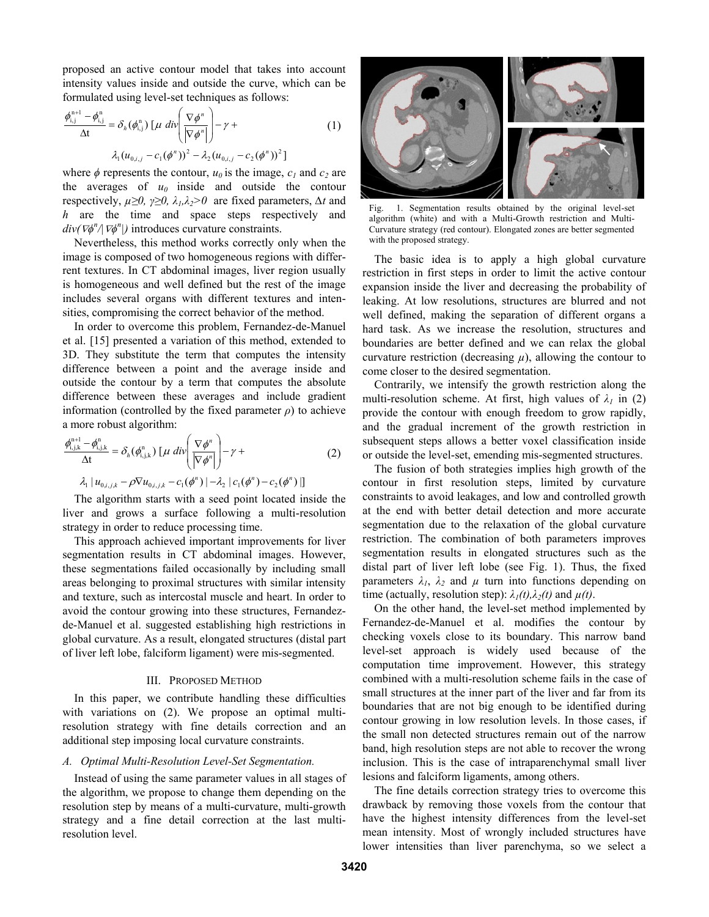proposed an active contour model that takes into account intensity values inside and outside the curve, which can be formulated using level-set techniques as follows:

$$\frac{\phi_{i,j}^{n+1}-\phi_{i,j}^{n}}{\Delta t}=\delta_h(\phi_{i,j}^{n})\,[\mu\; div\left(\frac{\nabla\phi^n}{|\nabla\phi^n|}\right)-\gamma+ \lambda_1(u_{0,i,j}-c_1(\phi^n))^2-\lambda_2(u_{0,i,j}-c_2(\phi^n))^2\,] \tag{1}$$

where $\phi$ represents the contour, $u_0$ is the image, $c_1$ and $c_2$ are the averages of $u_0$ inside and outside the contour respectively, $\mu\geq0$, $\gamma\geq0$, $\lambda_1,\lambda_2>0$ are fixed parameters, $\Delta t$ and $h$ are the time and space steps respectively and $div(\nabla\phi^n/|\nabla\phi^n|)$ introduces curvature constraints.

Nevertheless, this method works correctly only when the image is composed of two homogeneous regions with different textures. In CT abdominal images, liver region usually is homogeneous and well defined but the rest of the image includes several organs with different textures and intensities, compromising the correct behavior of the method.

In order to overcome this problem, Fernandez-de-Manuel et al. [15] presented a variation of this method, extended to 3D. They substitute the term that computes the intensity difference between a point and the average inside and outside the contour by a term that computes the absolute difference between these averages and include gradient information (controlled by the fixed parameter $\rho$) to achieve a more robust algorithm:

$$\frac{\phi_{i,j,k}^{n+1}-\phi_{i,j,k}^{n}}{\Delta t}=\delta_h(\phi_{i,j,k}^{n})\,[\mu\; div\left(\frac{\nabla\phi^n}{|\nabla\phi^n|}\right)-\gamma+ \lambda_1\,|\,u_{0,i,j,k}-\rho\nabla u_{0,i,j,k}-c_1(\phi^n)\,|-\lambda_2\,|\,c_1(\phi^n)-c_2(\phi^n)\,|\,] \tag{2}$$

The algorithm starts with a seed point located inside the liver and grows a surface following a multi-resolution strategy in order to reduce processing time.

This approach achieved important improvements for liver segmentation results in CT abdominal images. However, these segmentations failed occasionally by including small areas belonging to proximal structures with similar intensity and texture, such as intercostal muscle and heart. In order to avoid the contour growing into these structures, Fernandez-de-Manuel et al. suggested establishing high restrictions in global curvature. As a result, elongated structures (distal part of liver left lobe, falciform ligament) were mis-segmented.

## III. Proposed Method

In this paper, we contribute handling these difficulties with variations on (2). We propose an optimal multi-resolution strategy with fine details correction and an additional step imposing local curvature constraints.

### A. Optimal Multi-Resolution Level-Set Segmentation.

Instead of using the same parameter values in all stages of the algorithm, we propose to change them depending on the resolution step by means of a multi-curvature, multi-growth strategy and a fine detail correction at the last multi-resolution level.

Fig. 1. Segmentation results obtained by the original level-set algorithm (white) and with a Multi-Growth restriction and Multi-Curvature strategy (red contour). Elongated zones are better segmented with the proposed strategy.

The basic idea is to apply a high global curvature restriction in first steps in order to limit the active contour expansion inside the liver and decreasing the probability of leaking. At low resolutions, structures are blurred and not well defined, making the separation of different organs a hard task. As we increase the resolution, structures and boundaries are better defined and we can relax the global curvature restriction (decreasing $\mu$), allowing the contour to come closer to the desired segmentation.

Contrarily, we intensify the growth restriction along the multi-resolution scheme. At first, high values of $\lambda_1$ in (2) provide the contour with enough freedom to grow rapidly, and the gradual increment of the growth restriction in subsequent steps allows a better voxel classification inside or outside the level-set, emending mis-segmented structures.

The fusion of both strategies implies high growth of the contour in first resolution steps, limited by curvature constraints to avoid leakages, and low and controlled growth at the end with better detail detection and more accurate segmentation due to the relaxation of the global curvature restriction. The combination of both parameters improves segmentation results in elongated structures such as the distal part of liver left lobe (see Fig. 1). Thus, the fixed parameters $\lambda_1$, $\lambda_2$ and $\mu$ turn into functions depending on time (actually, resolution step): $\lambda_1(t)$,$\lambda_2(t)$ and $\mu(t)$.

On the other hand, the level-set method implemented by Fernandez-de-Manuel et al. modifies the contour by checking voxels close to its boundary. This narrow band level-set approach is widely used because of the computation time improvement. However, this strategy combined with a multi-resolution scheme fails in the case of small structures at the inner part of the liver and far from its boundaries that are not big enough to be identified during contour growing in low resolution levels. In those cases, if the small non detected structures remain out of the narrow band, high resolution steps are not able to recover the wrong inclusion. This is the case of intraparenchymal small liver lesions and falciform ligaments, among others.

The fine details correction strategy tries to overcome this drawback by removing those voxels from the contour that have the highest intensity differences from the level-set mean intensity. Most of wrongly included structures have lower intensities than liver parenchyma, so we select a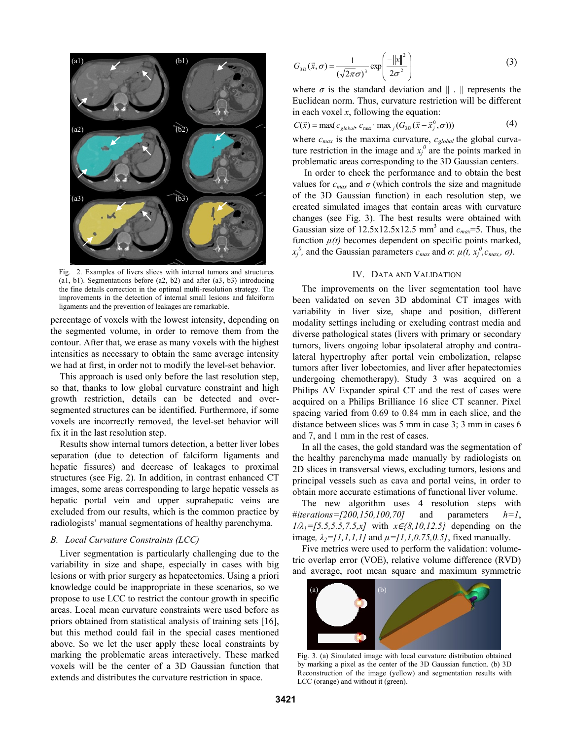Fig. 2. Examples of livers slices with internal tumors and structures (a1, b1). Segmentations before (a2, b2) and after (a3, b3) introducing the fine details correction in the optimal multi-resolution strategy. The improvements in the detection of internal small lesions and falciform ligaments and the prevention of leakages are remarkable.

percentage of voxels with the lowest intensity, depending on the segmented volume, in order to remove them from the contour. After that, we erase as many voxels with the highest intensities as necessary to obtain the same average intensity we had at first, in order not to modify the level-set behavior.

This approach is used only before the last resolution step, so that, thanks to low global curvature constraint and high growth restriction, details can be detected and over-segmented structures can be identified. Furthermore, if some voxels are incorrectly removed, the level-set behavior will fix it in the last resolution step.

Results show internal tumors detection, a better liver lobes separation (due to detection of falciform ligaments and hepatic fissures) and decrease of leakages to proximal structures (see Fig. 2). In addition, in contrast enhanced CT images, some areas corresponding to large hepatic vessels as hepatic portal vein and upper suprahepatic veins are excluded from our results, which is the common practice by radiologists' manual segmentations of healthy parenchyma.

### B. Local Curvature Constraints (LCC)

Liver segmentation is particularly challenging due to the variability in size and shape, especially in cases with big lesions or with prior surgery as hepatectomies. Using a priori knowledge could be inappropriate in these scenarios, so we propose to use LCC to restrict the contour growth in specific areas. Local mean curvature constraints were used before as priors obtained from statistical analysis of training sets [16], but this method could fail in the special cases mentioned above. So we let the user apply these local constraints by marking the problematic areas interactively. These marked voxels will be the center of a 3D Gaussian function that extends and distributes the curvature restriction in space.

$$G_{3D}(\vec{x},\sigma) = \frac{1}{(\sqrt{2\pi}\sigma)^3}\exp\left(\frac{-\|x\|^2}{2\sigma^2}\right) \quad (3)$$

where $\sigma$ is the standard deviation and $\|\,.\,\|$ represents the Euclidean norm. Thus, curvature restriction will be different in each voxel $x$, following the equation:

$$C(\vec{x}) = \max(c_{global}, c_{\max}\cdot \max_j(G_{3D}(\vec{x}-\vec{x}_j^{\,0},\sigma))) \quad (4)$$

where $c_{max}$ is the maxima curvature, $c_{global}$ the global curvature restriction in the image and $x_j^0$ are the points marked in problematic areas corresponding to the 3D Gaussian centers.

In order to check the performance and to obtain the best values for $c_{max}$ and $\sigma$ (which controls the size and magnitude of the 3D Gaussian function) in each resolution step, we created simulated images that contain areas with curvature changes (see Fig. 3). The best results were obtained with Gaussian size of 12.5x12.5x12.5 mm$^3$ and $c_{max}$=5. Thus, the function $\mu(t)$ becomes dependent on specific points marked, $x_j^0$, and the Gaussian parameters $c_{max}$ and $\sigma$: $\mu(t, x_j^0, c_{max}, \sigma)$.

## IV. Data and Validation

The improvements on the liver segmentation tool have been validated on seven 3D abdominal CT images with variability in liver size, shape and position, different modality settings including or excluding contrast media and diverse pathological states (livers with primary or secondary tumors, livers ongoing lobar ipsolateral atrophy and contralateral hypertrophy after portal vein embolization, relapse tumors after liver lobectomies, and liver after hepatectomies undergoing chemotherapy). Study 3 was acquired on a Philips AV Expander spiral CT and the rest of cases were acquired on a Philips Brilliance 16 slice CT scanner. Pixel spacing varied from 0.69 to 0.84 mm in each slice, and the distance between slices was 5 mm in case 3; 3 mm in cases 6 and 7, and 1 mm in the rest of cases.

In all the cases, the gold standard was the segmentation of the healthy parenchyma made manually by radiologists on 2D slices in transversal views, excluding tumors, lesions and principal vessels such as cava and portal veins, in order to obtain more accurate estimations of functional liver volume.

The new algorithm uses 4 resolution steps with *#iterations=[200,150,100,70]* and parameters $h=1$, $1/\lambda_1=[5.5,5.5,7.5,x]$ with $x \in \{8,10,12.5\}$ depending on the image, $\lambda_2=[1,1,1,1]$ and $\mu=[1,1,0.75,0.5]$, fixed manually.

Five metrics were used to perform the validation: volumetric overlap error (VOE), relative volume difference (RVD) and average, root mean square and maximum symmetric

Fig. 3. (a) Simulated image with local curvature distribution obtained by marking a pixel as the center of the 3D Gaussian function. (b) 3D Reconstruction of the image (yellow) and segmentation results with LCC (orange) and without it (green).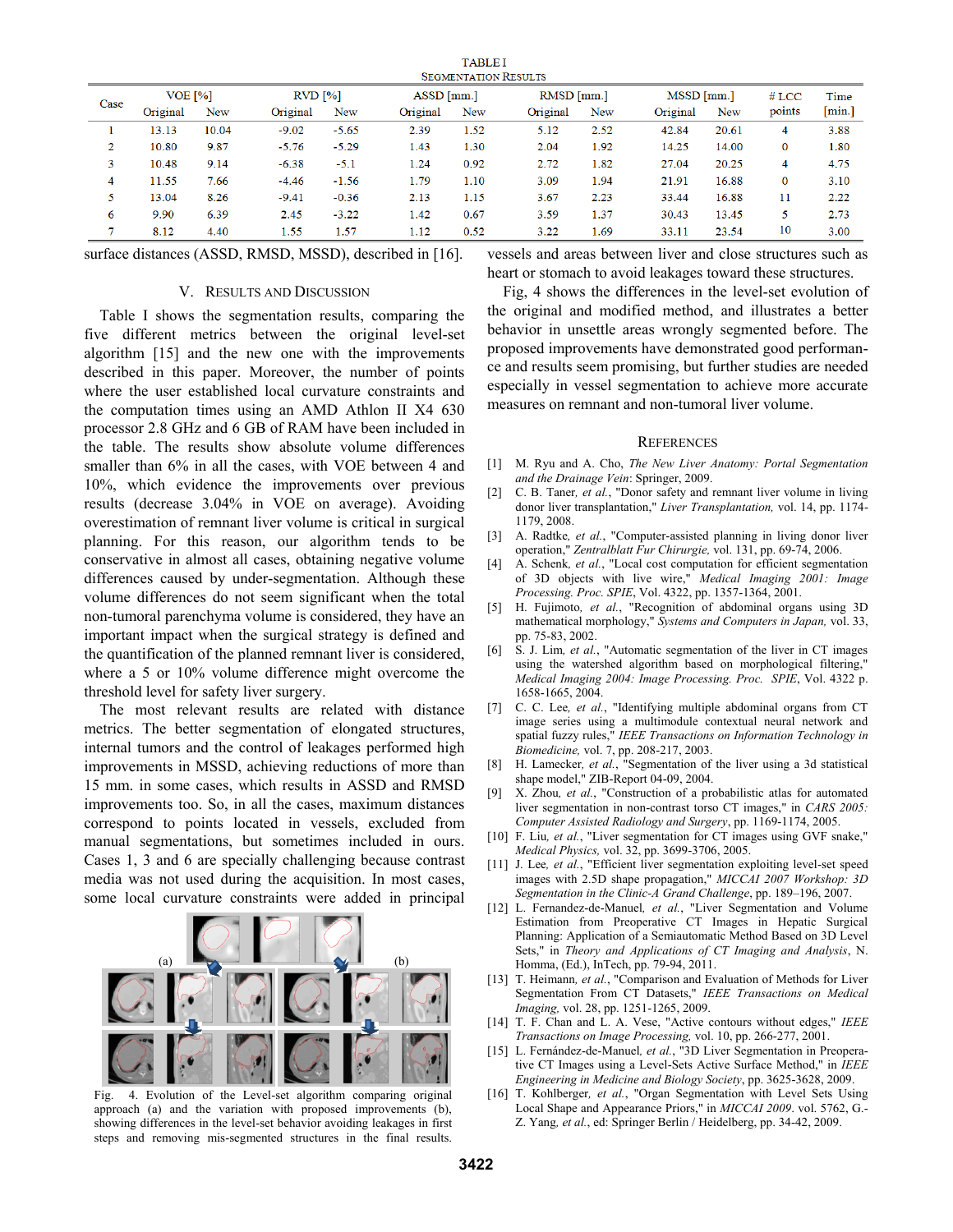TABLE I
SEGMENTATION RESULTS

| Case | VOE [%] | | RVD [%] | | ASSD [mm.] | | RMSD [mm.] | | MSSD [mm.] | | # LCC points | Time [min.] |
|---|---|---|---|---|---|---|---|---|---|---|---|---|
| | Original | New | Original | New | Original | New | Original | New | Original | New | | |
| 1 | 13.13 | 10.04 | -9.02 | -5.65 | 2.39 | 1.52 | 5.12 | 2.52 | 42.84 | 20.61 | 4 | 3.88 |
| 2 | 10.80 | 9.87 | -5.76 | -5.29 | 1.43 | 1.30 | 2.04 | 1.92 | 14.25 | 14.00 | 0 | 1.80 |
| 3 | 10.48 | 9.14 | -6.38 | -5.1 | 1.24 | 0.92 | 2.72 | 1.82 | 27.04 | 20.25 | 4 | 4.75 |
| 4 | 11.55 | 7.66 | -4.46 | -1.56 | 1.79 | 1.10 | 3.09 | 1.94 | 21.91 | 16.88 | 0 | 3.10 |
| 5 | 13.04 | 8.26 | -9.41 | -0.36 | 2.13 | 1.15 | 3.67 | 2.23 | 33.44 | 16.88 | 11 | 2.22 |
| 6 | 9.90 | 6.39 | 2.45 | -3.22 | 1.42 | 0.67 | 3.59 | 1.37 | 30.43 | 13.45 | 5 | 2.73 |
| 7 | 8.12 | 4.40 | 1.55 | 1.57 | 1.12 | 0.52 | 3.22 | 1.69 | 33.11 | 23.54 | 10 | 3.00 |

surface distances (ASSD, RMSD, MSSD), described in [16].

## V. RESULTS AND DISCUSSION

Table I shows the segmentation results, comparing the five different metrics between the original level-set algorithm [15] and the new one with the improvements described in this paper. Moreover, the number of points where the user established local curvature constraints and the computation times using an AMD Athlon II X4 630 processor 2.8 GHz and 6 GB of RAM have been included in the table. The results show absolute volume differences smaller than 6% in all the cases, with VOE between 4 and 10%, which evidence the improvements over previous results (decrease 3.04% in VOE on average). Avoiding overestimation of remnant liver volume is critical in surgical planning. For this reason, our algorithm tends to be conservative in almost all cases, obtaining negative volume differences caused by under-segmentation. Although these volume differences do not seem significant when the total non-tumoral parenchyma volume is considered, they have an important impact when the surgical strategy is defined and the quantification of the planned remnant liver is considered, where a 5 or 10% volume difference might overcome the threshold level for safety liver surgery.

The most relevant results are related with distance metrics. The better segmentation of elongated structures, internal tumors and the control of leakages performed high improvements in MSSD, achieving reductions of more than 15 mm. in some cases, which results in ASSD and RMSD improvements too. So, in all the cases, maximum distances correspond to points located in vessels, excluded from manual segmentations, but sometimes included in ours. Cases 1, 3 and 6 are specially challenging because contrast media was not used during the acquisition. In most cases, some local curvature constraints were added in principal vessels and areas between liver and close structures such as heart or stomach to avoid leakages toward these structures.

Fig. 4. Evolution of the Level-set algorithm comparing original approach (a) and the variation with proposed improvements (b), showing differences in the level-set behavior avoiding leakages in first steps and removing mis-segmented structures in the final results.

Fig, 4 shows the differences in the level-set evolution of the original and modified method, and illustrates a better behavior in unsettle areas wrongly segmented before. The proposed improvements have demonstrated good performance and results seem promising, but further studies are needed especially in vessel segmentation to achieve more accurate measures on remnant and non-tumoral liver volume.

## REFERENCES

[1] M. Ryu and A. Cho, *The New Liver Anatomy: Portal Segmentation and the Drainage Vein*: Springer, 2009.

[2] C. B. Taner, *et al.*, "Donor safety and remnant liver volume in living donor liver transplantation," *Liver Transplantation,* vol. 14, pp. 1174-1179, 2008.

[3] A. Radtke, *et al.*, "Computer-assisted planning in living donor liver operation," *Zentralblatt Fur Chirurgie,* vol. 131, pp. 69-74, 2006.

[4] A. Schenk, *et al.*, "Local cost computation for efficient segmentation of 3D objects with live wire," *Medical Imaging 2001: Image Processing. Proc. SPIE*, Vol. 4322, pp. 1357-1364, 2001.

[5] H. Fujimoto, *et al.*, "Recognition of abdominal organs using 3D mathematical morphology," *Systems and Computers in Japan,* vol. 33, pp. 75-83, 2002.

[6] S. J. Lim, *et al.*, "Automatic segmentation of the liver in CT images using the watershed algorithm based on morphological filtering," *Medical Imaging 2004: Image Processing. Proc. SPIE*, Vol. 4322 p. 1658-1665, 2004.

[7] C. C. Lee, *et al.*, "Identifying multiple abdominal organs from CT image series using a multimodule contextual neural network and spatial fuzzy rules," *IEEE Transactions on Information Technology in Biomedicine,* vol. 7, pp. 208-217, 2003.

[8] H. Lamecker, *et al.*, "Segmentation of the liver using a 3d statistical shape model," ZIB-Report 04-09, 2004.

[9] X. Zhou, *et al.*, "Construction of a probabilistic atlas for automated liver segmentation in non-contrast torso CT images," in *CARS 2005: Computer Assisted Radiology and Surgery*, pp. 1169-1174, 2005.

[10] F. Liu, *et al.*, "Liver segmentation for CT images using GVF snake," *Medical Physics,* vol. 32, pp. 3699-3706, 2005.

[11] J. Lee, *et al.*, "Efficient liver segmentation exploiting level-set speed images with 2.5D shape propagation," *MICCAI 2007 Workshop: 3D Segmentation in the Clinic-A Grand Challenge*, pp. 189–196, 2007.

[12] L. Fernandez-de-Manuel, *et al.*, "Liver Segmentation and Volume Estimation from Preoperative CT Images in Hepatic Surgical Planning: Application of a Semiautomatic Method Based on 3D Level Sets," in *Theory and Applications of CT Imaging and Analysis*, N. Homma, (Ed.), InTech, pp. 79-94, 2011.

[13] T. Heimann, *et al.*, "Comparison and Evaluation of Methods for Liver Segmentation From CT Datasets," *IEEE Transactions on Medical Imaging,* vol. 28, pp. 1251-1265, 2009.

[14] T. F. Chan and L. A. Vese, "Active contours without edges," *IEEE Transactions on Image Processing,* vol. 10, pp. 266-277, 2001.

[15] L. Fernández-de-Manuel, *et al.*, "3D Liver Segmentation in Preoperative CT Images using a Level-Sets Active Surface Method," in *IEEE Engineering in Medicine and Biology Society*, pp. 3625-3628, 2009.

[16] T. Kohlberger, *et al.*, "Organ Segmentation with Level Sets Using Local Shape and Appearance Priors," in *MICCAI 2009*. vol. 5762, G.-Z. Yang, *et al.*, ed: Springer Berlin / Heidelberg, pp. 34-42, 2009.